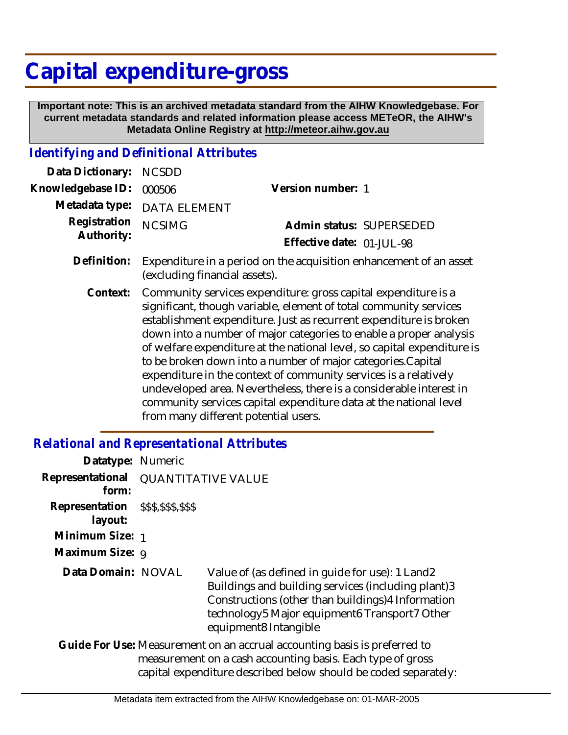# Capital expenditure-gross

**Important note: This is an archived metadata standard from the AIHW Knowledgebase. For current metadata standards and related information please access METeOR, the AIHW's Metadata Online Registry at http://meteor.aihw.gov.au**

## *Identifying and Definitional Attributes*

**Data Dictionary:** NCSDD

**Knowledgebase ID:** 000506

**Version number:** 1

**Metadata type:** DATA ELEMENT

**Registration Authority:** NCSIMG

**Admin status:** SUPERSEDED

**Effective date:** 01-JUL-98

**Definition:** Expenditure in a period on the acquisition enhancement of an asset (excluding financial assets).

**Context:** Community services expenditure: gross capital expenditure is a significant, though variable, element of total community services establishment expenditure. Just as recurrent expenditure is broken down into a number of major categories to enable a proper analysis of welfare expenditure at the national level, so capital expenditure is to be broken down into a number of major categories.Capital expenditure in the context of community services is a relatively undeveloped area. Nevertheless, there is a considerable interest in community services capital expenditure data at the national level from many different potential users.

## *Relational and Representational Attributes*

**Datatype:** Numeric

**Representational form:** QUANTITATIVE VALUE

**Representation layout:** $$$,$$$,$$$

**Minimum Size:** 1

**Maximum Size:** 9

**Data Domain:** NOVAL

Value of (as defined in guide for use): 1 Land2 Buildings and building services (including plant)3 Constructions (other than buildings)4 Information technology5 Major equipment6 Transport7 Other equipment8 Intangible

**Guide For Use:** Measurement on an accrual accounting basis is preferred to measurement on a cash accounting basis. Each type of gross capital expenditure described below should be coded separately: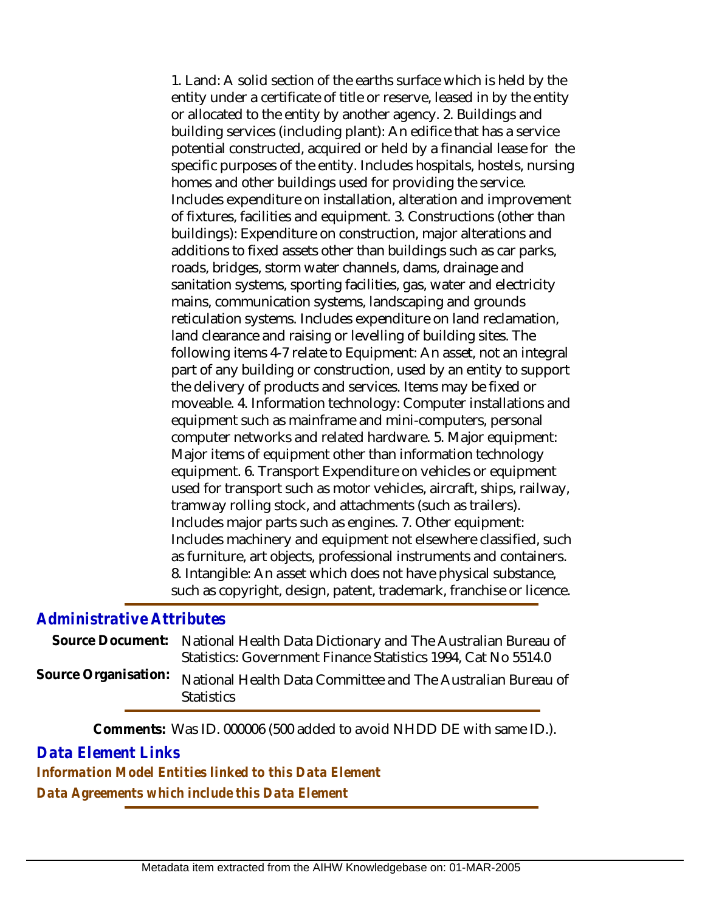1. Land: A solid section of the earths surface which is held by the entity under a certificate of title or reserve, leased in by the entity or allocated to the entity by another agency. 2. Buildings and building services (including plant): An edifice that has a service potential constructed, acquired or held by a financial lease for the specific purposes of the entity. Includes hospitals, hostels, nursing homes and other buildings used for providing the service. Includes expenditure on installation, alteration and improvement of fixtures, facilities and equipment. 3. Constructions (other than buildings): Expenditure on construction, major alterations and additions to fixed assets other than buildings such as car parks, roads, bridges, storm water channels, dams, drainage and sanitation systems, sporting facilities, gas, water and electricity mains, communication systems, landscaping and grounds reticulation systems. Includes expenditure on land reclamation, land clearance and raising or levelling of building sites. The following items 4-7 relate to Equipment: An asset, not an integral part of any building or construction, used by an entity to support the delivery of products and services. Items may be fixed or moveable. 4. Information technology: Computer installations and equipment such as mainframe and mini-computers, personal computer networks and related hardware. 5. Major equipment: Major items of equipment other than information technology equipment. 6. Transport Expenditure on vehicles or equipment used for transport such as motor vehicles, aircraft, ships, railway, tramway rolling stock, and attachments (such as trailers). Includes major parts such as engines. 7. Other equipment: Includes machinery and equipment not elsewhere classified, such as furniture, art objects, professional instruments and containers. 8. Intangible: An asset which does not have physical substance, such as copyright, design, patent, trademark, franchise or licence.

## Administrative Attributes

**Source Document:** National Health Data Dictionary and The Australian Bureau of Statistics: Government Finance Statistics 1994, Cat No 5514.0

**Source Organisation:** National Health Data Committee and The Australian Bureau of Statistics

**Comments:** Was ID. 000006 (500 added to avoid NHDD DE with same ID.).

## Data Element Links

### Information Model Entities linked to this Data Element

### Data Agreements which include this Data Element

Metadata item extracted from the AIHW Knowledgebase on: 01-MAR-2005